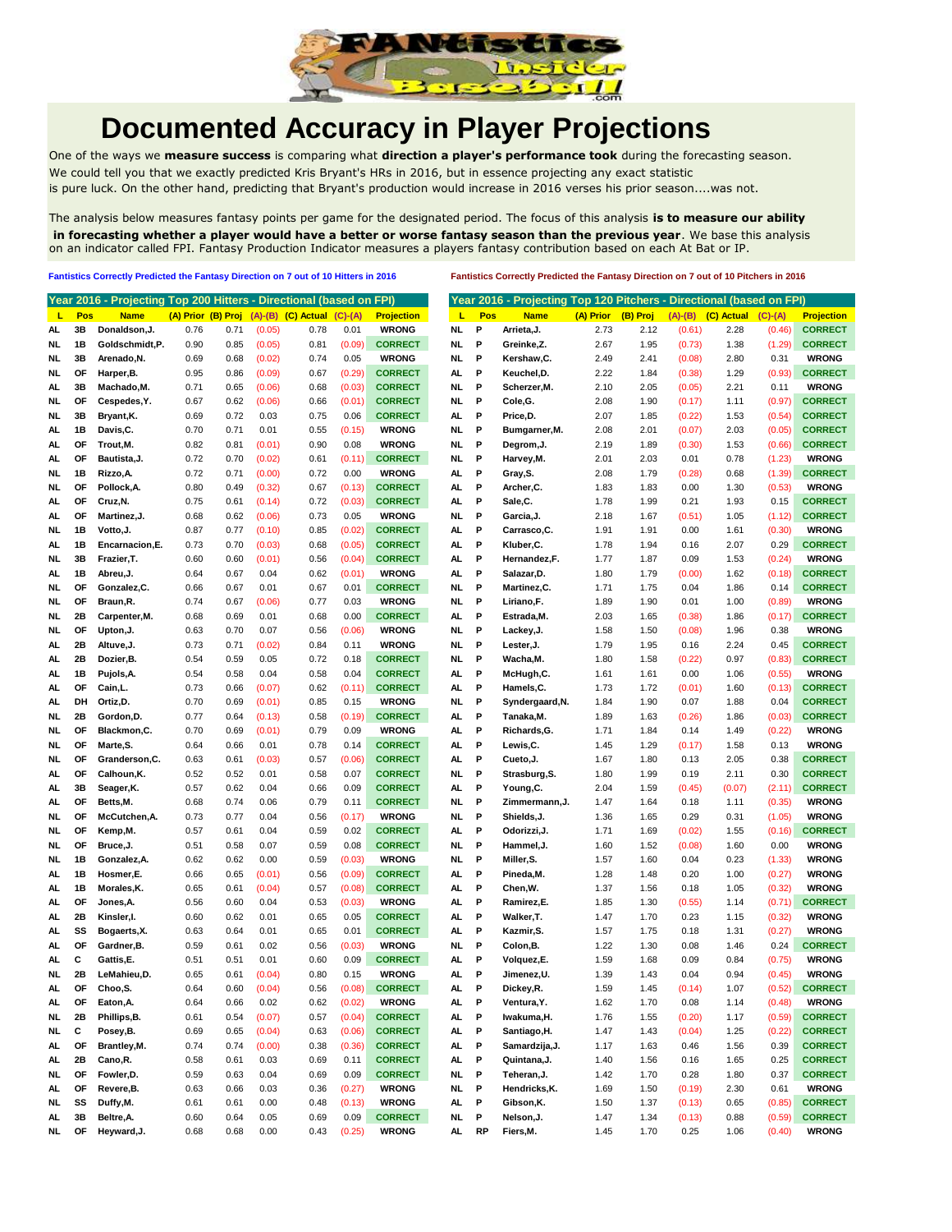# Documented Accuracy in Player Projections

One of the ways we **measure success** is comparing what **direction a player's performance took** during the forecasting season. We could tell you that we exactly predicted Kris Bryant's HRs in 2016, but in essence projecting any exact statistic is pure luck. On the other hand, predicting that Bryant's production would increase in 2016 verses his prior season....was not.

The analysis below measures fantasy points per game for the designated period. The focus of this analysis **is to measure our ability in forecasting whether a player would have a better or worse fantasy season than the previous year**. We base this analysis on an indicator called FPI. Fantasy Production Indicator measures a players fantasy contribution based on each At Bat or IP.

**Fantistics Correctly Predicted the Fantasy Direction on 7 out of 10 Hitters in 2016**

**Year 2016 - Projecting Top 200 Hitters - Directional (based on FPI)**

| L | Pos | Name | (A) Prior | (B) Proj | (A)-(B) | (C) Actual | (C)-(A) | Projection |
|---|---|---|---|---|---|---|---|---|
| AL | 3B | Donaldson,J. | 0.76 | 0.71 | (0.05) | 0.78 | 0.01 | WRONG |
| NL | 1B | Goldschmidt,P. | 0.90 | 0.85 | (0.05) | 0.81 | (0.09) | CORRECT |
| NL | 3B | Arenado,N. | 0.69 | 0.68 | (0.02) | 0.74 | 0.05 | WRONG |
| NL | OF | Harper,B. | 0.95 | 0.86 | (0.09) | 0.67 | (0.29) | CORRECT |
| AL | 3B | Machado,M. | 0.71 | 0.65 | (0.06) | 0.68 | (0.03) | CORRECT |
| NL | OF | Cespedes,Y. | 0.67 | 0.62 | (0.06) | 0.66 | (0.01) | CORRECT |
| NL | 3B | Bryant,K. | 0.69 | 0.72 | 0.03 | 0.75 | 0.06 | CORRECT |
| AL | 1B | Davis,C. | 0.70 | 0.71 | 0.01 | 0.55 | (0.15) | WRONG |
| AL | OF | Trout,M. | 0.82 | 0.81 | (0.01) | 0.90 | 0.08 | WRONG |
| AL | OF | Bautista,J. | 0.72 | 0.70 | (0.02) | 0.61 | (0.11) | CORRECT |
| NL | 1B | Rizzo,A. | 0.72 | 0.71 | (0.00) | 0.72 | 0.00 | WRONG |
| NL | OF | Pollock,A. | 0.80 | 0.49 | (0.32) | 0.67 | (0.13) | CORRECT |
| AL | OF | Cruz,N. | 0.75 | 0.61 | (0.14) | 0.72 | (0.03) | CORRECT |
| AL | OF | Martinez,J. | 0.68 | 0.62 | (0.06) | 0.73 | 0.05 | WRONG |
| NL | 1B | Votto,J. | 0.87 | 0.77 | (0.10) | 0.85 | (0.02) | CORRECT |
| AL | 1B | Encarnacion,E. | 0.73 | 0.70 | (0.03) | 0.68 | (0.05) | CORRECT |
| NL | 3B | Frazier,T. | 0.60 | 0.60 | (0.01) | 0.56 | (0.04) | CORRECT |
| AL | 1B | Abreu,J. | 0.64 | 0.67 | 0.04 | 0.62 | (0.01) | WRONG |
| NL | OF | Gonzalez,C. | 0.66 | 0.67 | 0.01 | 0.67 | 0.01 | CORRECT |
| NL | OF | Braun,R. | 0.74 | 0.67 | (0.06) | 0.77 | 0.03 | WRONG |
| NL | 2B | Carpenter,M. | 0.68 | 0.69 | 0.01 | 0.68 | 0.00 | CORRECT |
| NL | OF | Upton,J. | 0.63 | 0.70 | 0.07 | 0.56 | (0.06) | WRONG |
| AL | 2B | Altuve,J. | 0.73 | 0.71 | (0.02) | 0.84 | 0.11 | WRONG |
| AL | 2B | Dozier,B. | 0.54 | 0.59 | 0.05 | 0.72 | 0.18 | CORRECT |
| AL | 1B | Pujols,A. | 0.54 | 0.58 | 0.04 | 0.58 | 0.04 | CORRECT |
| AL | OF | Cain,L. | 0.73 | 0.66 | (0.07) | 0.62 | (0.11) | CORRECT |
| AL | DH | Ortiz,D. | 0.70 | 0.69 | (0.01) | 0.85 | 0.15 | WRONG |
| NL | 2B | Gordon,D. | 0.77 | 0.64 | (0.13) | 0.58 | (0.19) | CORRECT |
| NL | OF | Blackmon,C. | 0.70 | 0.69 | (0.01) | 0.79 | 0.09 | WRONG |
| NL | OF | Marte,S. | 0.64 | 0.66 | 0.01 | 0.78 | 0.14 | CORRECT |
| NL | OF | Granderson,C. | 0.63 | 0.61 | (0.03) | 0.57 | (0.06) | CORRECT |
| AL | OF | Calhoun,K. | 0.52 | 0.52 | 0.01 | 0.58 | 0.07 | CORRECT |
| AL | 3B | Seager,K. | 0.57 | 0.62 | 0.04 | 0.66 | 0.09 | CORRECT |
| AL | OF | Betts,M. | 0.68 | 0.74 | 0.06 | 0.79 | 0.11 | CORRECT |
| NL | OF | McCutchen,A. | 0.73 | 0.77 | 0.04 | 0.56 | (0.17) | WRONG |
| NL | OF | Kemp,M. | 0.57 | 0.61 | 0.04 | 0.59 | 0.02 | CORRECT |
| NL | OF | Bruce,J. | 0.51 | 0.58 | 0.07 | 0.59 | 0.08 | CORRECT |
| NL | 1B | Gonzalez,A. | 0.62 | 0.62 | 0.00 | 0.59 | (0.03) | WRONG |
| AL | 1B | Hosmer,E. | 0.66 | 0.65 | (0.01) | 0.56 | (0.09) | CORRECT |
| AL | 1B | Morales,K. | 0.65 | 0.61 | (0.04) | 0.57 | (0.08) | CORRECT |
| AL | OF | Jones,A. | 0.56 | 0.60 | 0.04 | 0.53 | (0.03) | WRONG |
| AL | 2B | Kinsler,I. | 0.60 | 0.62 | 0.01 | 0.65 | 0.05 | CORRECT |
| AL | SS | Bogaerts,X. | 0.63 | 0.64 | 0.01 | 0.65 | 0.01 | CORRECT |
| AL | OF | Gardner,B. | 0.59 | 0.61 | 0.02 | 0.56 | (0.03) | WRONG |
| AL | C | Gattis,E. | 0.51 | 0.51 | 0.01 | 0.60 | 0.09 | CORRECT |
| NL | 2B | LeMahieu,D. | 0.65 | 0.61 | (0.04) | 0.80 | 0.15 | WRONG |
| AL | OF | Choo,S. | 0.64 | 0.60 | (0.04) | 0.56 | (0.08) | CORRECT |
| AL | OF | Eaton,A. | 0.64 | 0.66 | 0.02 | 0.62 | (0.02) | WRONG |
| NL | 2B | Phillips,B. | 0.61 | 0.54 | (0.07) | 0.57 | (0.04) | CORRECT |
| NL | C | Posey,B. | 0.69 | 0.65 | (0.04) | 0.63 | (0.06) | CORRECT |
| AL | OF | Brantley,M. | 0.74 | 0.74 | (0.00) | 0.38 | (0.36) | CORRECT |
| AL | 2B | Cano,R. | 0.58 | 0.61 | 0.03 | 0.69 | 0.11 | CORRECT |
| NL | OF | Fowler,D. | 0.59 | 0.63 | 0.04 | 0.69 | 0.09 | CORRECT |
| AL | OF | Revere,B. | 0.63 | 0.66 | 0.03 | 0.36 | (0.27) | WRONG |
| NL | SS | Duffy,M. | 0.61 | 0.61 | 0.00 | 0.48 | (0.13) | WRONG |
| AL | 3B | Beltre,A. | 0.60 | 0.64 | 0.05 | 0.69 | 0.09 | CORRECT |
| NL | OF | Heyward,J. | 0.68 | 0.68 | 0.00 | 0.43 | (0.25) | WRONG |

**Fantistics Correctly Predicted the Fantasy Direction on 7 out of 10 Pitchers in 2016**

**Year 2016 - Projecting Top 120 Pitchers - Directional (based on FPI)**

| L | Pos | Name | (A) Prior | (B) Proj | (A)-(B) | (C) Actual | (C)-(A) | Projection |
|---|---|---|---|---|---|---|---|---|
| NL | P | Arrieta,J. | 2.73 | 2.12 | (0.61) | 2.28 | (0.46) | CORRECT |
| NL | P | Greinke,Z. | 2.67 | 1.95 | (0.73) | 1.38 | (1.29) | CORRECT |
| NL | P | Kershaw,C. | 2.49 | 2.41 | (0.08) | 2.80 | 0.31 | WRONG |
| AL | P | Keuchel,D. | 2.22 | 1.84 | (0.38) | 1.29 | (0.93) | CORRECT |
| NL | P | Scherzer,M. | 2.10 | 2.05 | (0.05) | 2.21 | 0.11 | WRONG |
| NL | P | Cole,G. | 2.08 | 1.90 | (0.17) | 1.11 | (0.97) | CORRECT |
| AL | P | Price,D. | 2.07 | 1.85 | (0.22) | 1.53 | (0.54) | CORRECT |
| NL | P | Bumgarner,M. | 2.08 | 2.01 | (0.07) | 2.03 | (0.05) | CORRECT |
| NL | P | Degrom,J. | 2.19 | 1.89 | (0.30) | 1.53 | (0.66) | CORRECT |
| NL | P | Harvey,M. | 2.01 | 2.03 | 0.01 | 0.78 | (1.23) | WRONG |
| AL | P | Gray,S. | 2.08 | 1.79 | (0.28) | 0.68 | (1.39) | CORRECT |
| AL | P | Archer,C. | 1.83 | 1.83 | 0.00 | 1.30 | (0.53) | WRONG |
| AL | P | Sale,C. | 1.78 | 1.99 | 0.21 | 1.93 | 0.15 | CORRECT |
| NL | P | Garcia,J. | 2.18 | 1.67 | (0.51) | 1.05 | (1.12) | CORRECT |
| AL | P | Carrasco,C. | 1.91 | 1.91 | 0.00 | 1.61 | (0.30) | WRONG |
| AL | P | Kluber,C. | 1.78 | 1.94 | 0.16 | 2.07 | 0.29 | CORRECT |
| AL | P | Hernandez,F. | 1.77 | 1.87 | 0.09 | 1.53 | (0.24) | WRONG |
| AL | P | Salazar,D. | 1.80 | 1.79 | (0.00) | 1.62 | (0.18) | CORRECT |
| NL | P | Martinez,C. | 1.71 | 1.75 | 0.04 | 1.86 | 0.14 | CORRECT |
| NL | P | Liriano,F. | 1.89 | 1.90 | 0.01 | 1.00 | (0.89) | WRONG |
| AL | P | Estrada,M. | 2.03 | 1.65 | (0.38) | 1.86 | (0.17) | CORRECT |
| NL | P | Lackey,J. | 1.58 | 1.50 | (0.08) | 1.96 | 0.38 | WRONG |
| NL | P | Lester,J. | 1.79 | 1.95 | 0.16 | 2.24 | 0.45 | CORRECT |
| NL | P | Wacha,M. | 1.80 | 1.58 | (0.22) | 0.97 | (0.83) | CORRECT |
| AL | P | McHugh,C. | 1.61 | 1.61 | 0.00 | 1.06 | (0.55) | WRONG |
| AL | P | Hamels,C. | 1.73 | 1.72 | (0.01) | 1.60 | (0.13) | CORRECT |
| NL | P | Syndergaard,N. | 1.84 | 1.90 | 0.07 | 1.88 | 0.04 | CORRECT |
| AL | P | Tanaka,M. | 1.89 | 1.63 | (0.26) | 1.86 | (0.03) | CORRECT |
| AL | P | Richards,G. | 1.71 | 1.84 | 0.14 | 1.49 | (0.22) | WRONG |
| AL | P | Lewis,C. | 1.45 | 1.29 | (0.17) | 1.58 | 0.13 | WRONG |
| AL | P | Cueto,J. | 1.67 | 1.80 | 0.13 | 2.05 | 0.38 | CORRECT |
| NL | P | Strasburg,S. | 1.80 | 1.99 | 0.19 | 2.11 | 0.30 | CORRECT |
| AL | P | Young,C. | 2.04 | 1.59 | (0.45) | (0.07) | (2.11) | CORRECT |
| NL | P | Zimmermann,J. | 1.47 | 1.64 | 0.18 | 1.11 | (0.35) | WRONG |
| NL | P | Shields,J. | 1.36 | 1.65 | 0.29 | 0.31 | (1.05) | WRONG |
| AL | P | Odorizzi,J. | 1.71 | 1.69 | (0.02) | 1.55 | (0.16) | CORRECT |
| NL | P | Hammel,J. | 1.60 | 1.52 | (0.08) | 1.60 | 0.00 | WRONG |
| NL | P | Miller,S. | 1.57 | 1.60 | 0.04 | 0.23 | (1.33) | WRONG |
| AL | P | Pineda,M. | 1.28 | 1.48 | 0.20 | 1.00 | (0.27) | WRONG |
| AL | P | Chen,W. | 1.37 | 1.56 | 0.18 | 1.05 | (0.32) | WRONG |
| AL | P | Ramirez,E. | 1.85 | 1.30 | (0.55) | 1.14 | (0.71) | CORRECT |
| AL | P | Walker,T. | 1.47 | 1.70 | 0.23 | 1.15 | (0.32) | WRONG |
| AL | P | Kazmir,S. | 1.57 | 1.75 | 0.18 | 1.31 | (0.27) | WRONG |
| NL | P | Colon,B. | 1.22 | 1.30 | 0.08 | 1.46 | 0.24 | CORRECT |
| AL | P | Volquez,E. | 1.59 | 1.68 | 0.09 | 0.84 | (0.75) | WRONG |
| AL | P | Jimenez,U. | 1.39 | 1.43 | 0.04 | 0.94 | (0.45) | WRONG |
| AL | P | Dickey,R. | 1.59 | 1.45 | (0.14) | 1.07 | (0.52) | CORRECT |
| AL | P | Ventura,Y. | 1.62 | 1.70 | 0.08 | 1.14 | (0.48) | WRONG |
| AL | P | Iwakuma,H. | 1.76 | 1.55 | (0.20) | 1.17 | (0.59) | CORRECT |
| AL | P | Santiago,H. | 1.47 | 1.43 | (0.04) | 1.25 | (0.22) | CORRECT |
| AL | P | Samardzija,J. | 1.17 | 1.63 | 0.46 | 1.56 | 0.39 | CORRECT |
| AL | P | Quintana,J. | 1.40 | 1.56 | 0.16 | 1.65 | 0.25 | CORRECT |
| NL | P | Teheran,J. | 1.42 | 1.70 | 0.28 | 1.80 | 0.37 | CORRECT |
| NL | P | Hendricks,K. | 1.69 | 1.50 | (0.19) | 2.30 | 0.61 | WRONG |
| AL | P | Gibson,K. | 1.50 | 1.37 | (0.13) | 0.65 | (0.85) | CORRECT |
| NL | P | Nelson,J. | 1.47 | 1.34 | (0.13) | 0.88 | (0.59) | CORRECT |
| AL | RP | Fiers,M. | 1.45 | 1.70 | 0.25 | 1.06 | (0.40) | WRONG |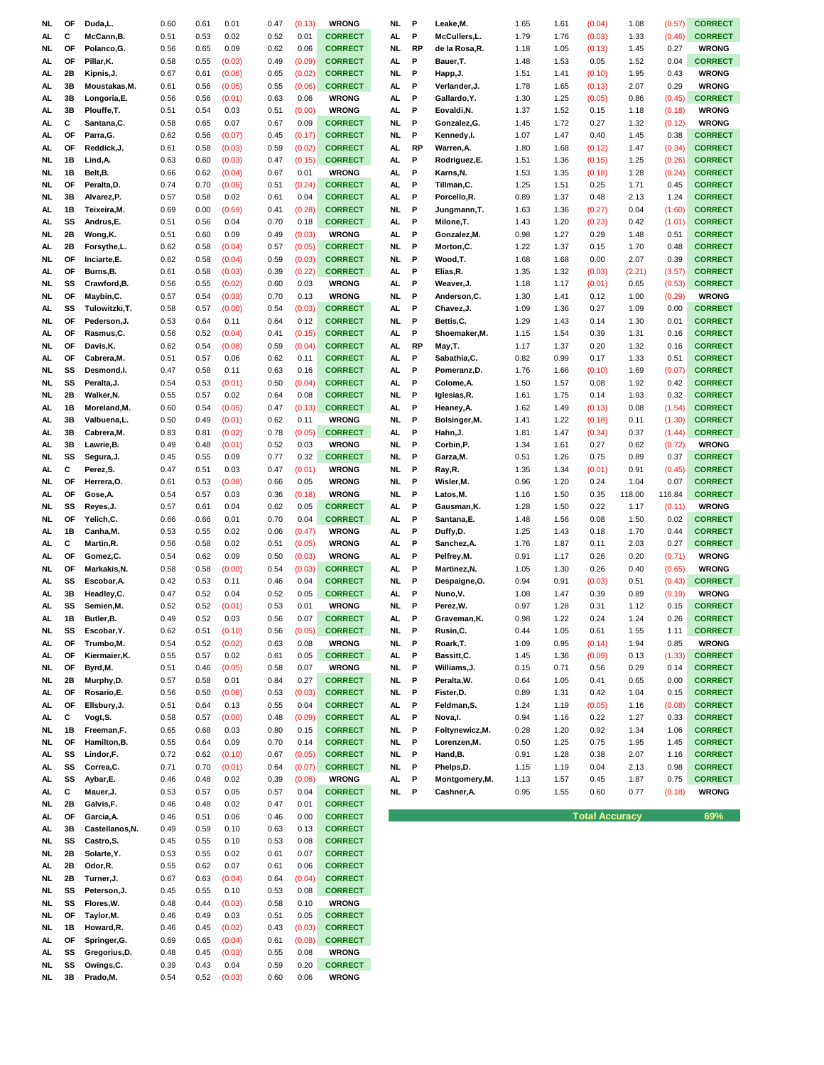| League | Pos | Player | Col1 | Col2 | Diff | Col3 | Diff2 | Result |
|---|---|---|---|---|---|---|---|---|
| NL | OF | Duda,L. | 0.60 | 0.61 | 0.01 | 0.47 | (0.13) | WRONG |
| AL | C | McCann,B. | 0.51 | 0.53 | 0.02 | 0.52 | 0.01 | CORRECT |
| NL | OF | Polanco,G. | 0.56 | 0.65 | 0.09 | 0.62 | 0.06 | CORRECT |
| AL | OF | Pillar,K. | 0.58 | 0.55 | (0.03) | 0.49 | (0.09) | CORRECT |
| AL | 2B | Kipnis,J. | 0.67 | 0.61 | (0.06) | 0.65 | (0.02) | CORRECT |
| AL | 3B | Moustakas,M. | 0.61 | 0.56 | (0.05) | 0.55 | (0.06) | CORRECT |
| AL | 3B | Longoria,E. | 0.56 | 0.56 | (0.01) | 0.63 | 0.06 | WRONG |
| AL | 3B | Plouffe,T. | 0.51 | 0.54 | 0.03 | 0.51 | (0.00) | WRONG |
| AL | C | Santana,C. | 0.58 | 0.65 | 0.07 | 0.67 | 0.09 | CORRECT |
| AL | OF | Parra,G. | 0.62 | 0.56 | (0.07) | 0.45 | (0.17) | CORRECT |
| AL | OF | Reddick,J. | 0.61 | 0.58 | (0.03) | 0.59 | (0.02) | CORRECT |
| NL | 1B | Lind,A. | 0.63 | 0.60 | (0.03) | 0.47 | (0.15) | CORRECT |
| NL | 1B | Belt,B. | 0.66 | 0.62 | (0.04) | 0.67 | 0.01 | WRONG |
| NL | OF | Peralta,D. | 0.74 | 0.70 | (0.05) | 0.51 | (0.24) | CORRECT |
| NL | 3B | Alvarez,P. | 0.57 | 0.58 | 0.02 | 0.61 | 0.04 | CORRECT |
| AL | 1B | Teixeira,M. | 0.69 | 0.00 | (0.69) | 0.41 | (0.28) | CORRECT |
| AL | SS | Andrus,E. | 0.51 | 0.56 | 0.04 | 0.70 | 0.18 | CORRECT |
| NL | 2B | Wong,K. | 0.51 | 0.60 | 0.09 | 0.49 | (0.03) | WRONG |
| AL | 2B | Forsythe,L. | 0.62 | 0.58 | (0.04) | 0.57 | (0.05) | CORRECT |
| NL | OF | Inciarte,E. | 0.62 | 0.58 | (0.04) | 0.59 | (0.03) | CORRECT |
| AL | OF | Burns,B. | 0.61 | 0.58 | (0.03) | 0.39 | (0.22) | CORRECT |
| NL | SS | Crawford,B. | 0.56 | 0.55 | (0.02) | 0.60 | 0.03 | WRONG |
| NL | OF | Maybin,C. | 0.57 | 0.54 | (0.03) | 0.70 | 0.13 | WRONG |
| AL | SS | Tulowitzki,T. | 0.58 | 0.57 | (0.00) | 0.54 | (0.03) | CORRECT |
| NL | OF | Pederson,J. | 0.53 | 0.64 | 0.11 | 0.64 | 0.12 | CORRECT |
| AL | OF | Rasmus,C. | 0.56 | 0.52 | (0.04) | 0.41 | (0.15) | CORRECT |
| NL | OF | Davis,K. | 0.62 | 0.54 | (0.08) | 0.59 | (0.04) | CORRECT |
| AL | OF | Cabrera,M. | 0.51 | 0.57 | 0.06 | 0.62 | 0.11 | CORRECT |
| NL | SS | Desmond,I. | 0.47 | 0.58 | 0.11 | 0.63 | 0.16 | CORRECT |
| NL | SS | Peralta,J. | 0.54 | 0.53 | (0.01) | 0.50 | (0.04) | CORRECT |
| NL | 2B | Walker,N. | 0.55 | 0.57 | 0.02 | 0.64 | 0.08 | CORRECT |
| AL | 1B | Moreland,M. | 0.60 | 0.54 | (0.05) | 0.47 | (0.13) | CORRECT |
| AL | 3B | Valbuena,L. | 0.50 | 0.49 | (0.01) | 0.62 | 0.11 | WRONG |
| AL | 3B | Cabrera,M. | 0.83 | 0.81 | (0.02) | 0.78 | (0.05) | CORRECT |
| AL | 3B | Lawrie,B. | 0.49 | 0.48 | (0.01) | 0.52 | 0.03 | WRONG |
| NL | SS | Segura,J. | 0.45 | 0.55 | 0.09 | 0.77 | 0.32 | CORRECT |
| AL | C | Perez,S. | 0.47 | 0.51 | 0.03 | 0.47 | (0.01) | WRONG |
| NL | OF | Herrera,O. | 0.61 | 0.53 | (0.08) | 0.66 | 0.05 | WRONG |
| AL | OF | Gose,A. | 0.54 | 0.57 | 0.03 | 0.36 | (0.18) | WRONG |
| NL | SS | Reyes,J. | 0.57 | 0.61 | 0.04 | 0.62 | 0.05 | CORRECT |
| NL | OF | Yelich,C. | 0.66 | 0.66 | 0.01 | 0.70 | 0.04 | CORRECT |
| AL | 1B | Canha,M. | 0.53 | 0.55 | 0.02 | 0.06 | (0.47) | WRONG |
| AL | C | Martin,R. | 0.56 | 0.58 | 0.02 | 0.51 | (0.05) | WRONG |
| AL | OF | Gomez,C. | 0.54 | 0.62 | 0.09 | 0.50 | (0.03) | WRONG |
| NL | OF | Markakis,N. | 0.58 | 0.58 | (0.00) | 0.54 | (0.03) | CORRECT |
| AL | SS | Escobar,A. | 0.42 | 0.53 | 0.11 | 0.46 | 0.04 | CORRECT |
| AL | 3B | Headley,C. | 0.47 | 0.52 | 0.04 | 0.52 | 0.05 | CORRECT |
| AL | SS | Semien,M. | 0.52 | 0.52 | (0.01) | 0.53 | 0.01 | WRONG |
| AL | 1B | Butler,B. | 0.49 | 0.52 | 0.03 | 0.56 | 0.07 | CORRECT |
| NL | SS | Escobar,Y. | 0.62 | 0.51 | (0.10) | 0.56 | (0.05) | CORRECT |
| AL | OF | Trumbo,M. | 0.54 | 0.52 | (0.02) | 0.63 | 0.08 | WRONG |
| AL | OF | Kiermaier,K. | 0.55 | 0.57 | 0.02 | 0.61 | 0.05 | CORRECT |
| NL | OF | Byrd,M. | 0.51 | 0.46 | (0.05) | 0.58 | 0.07 | WRONG |
| NL | 2B | Murphy,D. | 0.57 | 0.58 | 0.01 | 0.84 | 0.27 | CORRECT |
| AL | OF | Rosario,E. | 0.56 | 0.50 | (0.06) | 0.53 | (0.03) | CORRECT |
| AL | OF | Ellsbury,J. | 0.51 | 0.64 | 0.13 | 0.55 | 0.04 | CORRECT |
| AL | C | Vogt,S. | 0.58 | 0.57 | (0.00) | 0.48 | (0.09) | CORRECT |
| NL | 1B | Freeman,F. | 0.65 | 0.68 | 0.03 | 0.80 | 0.15 | CORRECT |
| NL | OF | Hamilton,B. | 0.55 | 0.64 | 0.09 | 0.70 | 0.14 | CORRECT |
| AL | SS | Lindor,F. | 0.72 | 0.62 | (0.10) | 0.67 | (0.05) | CORRECT |
| AL | SS | Correa,C. | 0.71 | 0.70 | (0.01) | 0.64 | (0.07) | CORRECT |
| AL | SS | Aybar,E. | 0.46 | 0.48 | 0.02 | 0.39 | (0.06) | WRONG |
| AL | C | Mauer,J. | 0.53 | 0.57 | 0.05 | 0.57 | 0.04 | CORRECT |
| NL | 2B | Galvis,F. | 0.46 | 0.48 | 0.02 | 0.47 | 0.01 | CORRECT |
| AL | OF | Garcia,A. | 0.46 | 0.51 | 0.06 | 0.46 | 0.00 | CORRECT |
| AL | 3B | Castellanos,N. | 0.49 | 0.59 | 0.10 | 0.63 | 0.13 | CORRECT |
| NL | SS | Castro,S. | 0.45 | 0.55 | 0.10 | 0.53 | 0.08 | CORRECT |
| NL | 2B | Solarte,Y. | 0.53 | 0.55 | 0.02 | 0.61 | 0.07 | CORRECT |
| AL | 2B | Odor,R. | 0.55 | 0.62 | 0.07 | 0.61 | 0.06 | CORRECT |
| NL | 2B | Turner,J. | 0.67 | 0.63 | (0.04) | 0.64 | (0.04) | CORRECT |
| NL | SS | Peterson,J. | 0.45 | 0.55 | 0.10 | 0.53 | 0.08 | CORRECT |
| NL | SS | Flores,W. | 0.48 | 0.44 | (0.03) | 0.58 | 0.10 | WRONG |
| NL | OF | Taylor,M. | 0.46 | 0.49 | 0.03 | 0.51 | 0.05 | CORRECT |
| NL | 1B | Howard,R. | 0.46 | 0.45 | (0.02) | 0.43 | (0.03) | CORRECT |
| AL | OF | Springer,G. | 0.69 | 0.65 | (0.04) | 0.61 | (0.08) | CORRECT |
| AL | SS | Gregorius,D. | 0.48 | 0.45 | (0.03) | 0.55 | 0.08 | WRONG |
| NL | SS | Owings,C. | 0.39 | 0.43 | 0.04 | 0.59 | 0.20 | CORRECT |
| NL | 3B | Prado,M. | 0.54 | 0.52 | (0.03) | 0.60 | 0.06 | WRONG |

| League | Pos | Player | Col1 | Col2 | Diff | Col3 | Diff2 | Result |
|---|---|---|---|---|---|---|---|---|
| NL | P | Leake,M. | 1.65 | 1.61 | (0.04) | 1.08 | (0.57) | CORRECT |
| AL | P | McCullers,L. | 1.79 | 1.76 | (0.03) | 1.33 | (0.46) | CORRECT |
| NL | RP | de la Rosa,R. | 1.18 | 1.05 | (0.13) | 1.45 | 0.27 | WRONG |
| AL | P | Bauer,T. | 1.48 | 1.53 | 0.05 | 1.52 | 0.04 | CORRECT |
| NL | P | Happ,J. | 1.51 | 1.41 | (0.10) | 1.95 | 0.43 | WRONG |
| AL | P | Verlander,J. | 1.78 | 1.65 | (0.13) | 2.07 | 0.29 | WRONG |
| AL | P | Gallardo,Y. | 1.30 | 1.25 | (0.05) | 0.86 | (0.45) | CORRECT |
| AL | P | Eovaldi,N. | 1.37 | 1.52 | 0.15 | 1.18 | (0.18) | WRONG |
| NL | P | Gonzalez,G. | 1.45 | 1.72 | 0.27 | 1.32 | (0.12) | WRONG |
| NL | P | Kennedy,I. | 1.07 | 1.47 | 0.40 | 1.45 | 0.38 | CORRECT |
| AL | RP | Warren,A. | 1.80 | 1.68 | (0.12) | 1.47 | (0.34) | CORRECT |
| AL | P | Rodriguez,E. | 1.51 | 1.36 | (0.15) | 1.25 | (0.26) | CORRECT |
| AL | P | Karns,N. | 1.53 | 1.35 | (0.18) | 1.28 | (0.24) | CORRECT |
| AL | P | Tillman,C. | 1.25 | 1.51 | 0.25 | 1.71 | 0.45 | CORRECT |
| AL | P | Porcello,R. | 0.89 | 1.37 | 0.48 | 2.13 | 1.24 | CORRECT |
| NL | P | Jungmann,T. | 1.63 | 1.36 | (0.27) | 0.04 | (1.60) | CORRECT |
| AL | P | Milone,T. | 1.43 | 1.20 | (0.23) | 0.42 | (1.01) | CORRECT |
| AL | P | Gonzalez,M. | 0.98 | 1.27 | 0.29 | 1.48 | 0.51 | CORRECT |
| NL | P | Morton,C. | 1.22 | 1.37 | 0.15 | 1.70 | 0.48 | CORRECT |
| NL | P | Wood,T. | 1.68 | 1.68 | 0.00 | 2.07 | 0.39 | CORRECT |
| AL | P | Elias,R. | 1.35 | 1.32 | (0.03) | (2.21) | (3.57) | CORRECT |
| AL | P | Weaver,J. | 1.18 | 1.17 | (0.01) | 0.65 | (0.53) | CORRECT |
| NL | P | Anderson,C. | 1.30 | 1.41 | 0.12 | 1.00 | (0.29) | WRONG |
| AL | P | Chavez,J. | 1.09 | 1.36 | 0.27 | 1.09 | 0.00 | CORRECT |
| NL | P | Bettis,C. | 1.29 | 1.43 | 0.14 | 1.30 | 0.01 | CORRECT |
| AL | P | Shoemaker,M. | 1.15 | 1.54 | 0.39 | 1.31 | 0.16 | CORRECT |
| AL | RP | May,T. | 1.17 | 1.37 | 0.20 | 1.32 | 0.16 | CORRECT |
| AL | P | Sabathia,C. | 0.82 | 0.99 | 0.17 | 1.33 | 0.51 | CORRECT |
| AL | P | Pomeranz,D. | 1.76 | 1.66 | (0.10) | 1.69 | (0.07) | CORRECT |
| AL | P | Colome,A. | 1.50 | 1.57 | 0.08 | 1.92 | 0.42 | CORRECT |
| NL | P | Iglesias,R. | 1.61 | 1.75 | 0.14 | 1.93 | 0.32 | CORRECT |
| AL | P | Heaney,A. | 1.62 | 1.49 | (0.13) | 0.08 | (1.54) | CORRECT |
| NL | P | Bolsinger,M. | 1.41 | 1.22 | (0.18) | 0.11 | (1.30) | CORRECT |
| AL | P | Hahn,J. | 1.81 | 1.47 | (0.34) | 0.37 | (1.44) | CORRECT |
| NL | P | Corbin,P. | 1.34 | 1.61 | 0.27 | 0.62 | (0.72) | WRONG |
| NL | P | Garza,M. | 0.51 | 1.26 | 0.75 | 0.89 | 0.37 | CORRECT |
| NL | P | Ray,R. | 1.35 | 1.34 | (0.01) | 0.91 | (0.45) | CORRECT |
| NL | P | Wisler,M. | 0.96 | 1.20 | 0.24 | 1.04 | 0.07 | CORRECT |
| NL | P | Latos,M. | 1.16 | 1.50 | 0.35 | 118.00 | 116.84 | CORRECT |
| AL | P | Gausman,K. | 1.28 | 1.50 | 0.22 | 1.17 | (0.11) | WRONG |
| AL | P | Santana,E. | 1.48 | 1.56 | 0.08 | 1.50 | 0.02 | CORRECT |
| AL | P | Duffy,D. | 1.25 | 1.43 | 0.18 | 1.70 | 0.44 | CORRECT |
| AL | P | Sanchez,A. | 1.76 | 1.87 | 0.11 | 2.03 | 0.27 | CORRECT |
| AL | P | Pelfrey,M. | 0.91 | 1.17 | 0.26 | 0.20 | (0.71) | WRONG |
| AL | P | Martinez,N. | 1.05 | 1.30 | 0.26 | 0.40 | (0.65) | WRONG |
| NL | P | Despaigne,O. | 0.94 | 0.91 | (0.03) | 0.51 | (0.43) | CORRECT |
| AL | P | Nuno,V. | 1.08 | 1.47 | 0.39 | 0.89 | (0.19) | WRONG |
| NL | P | Perez,W. | 0.97 | 1.28 | 0.31 | 1.12 | 0.15 | CORRECT |
| AL | P | Graveman,K. | 0.98 | 1.22 | 0.24 | 1.24 | 0.26 | CORRECT |
| NL | P | Rusin,C. | 0.44 | 1.05 | 0.61 | 1.55 | 1.11 | CORRECT |
| NL | P | Roark,T. | 1.09 | 0.95 | (0.14) | 1.94 | 0.85 | WRONG |
| AL | P | Bassitt,C. | 1.45 | 1.36 | (0.09) | 0.13 | (1.33) | CORRECT |
| NL | P | Williams,J. | 0.15 | 0.71 | 0.56 | 0.29 | 0.14 | CORRECT |
| NL | P | Peralta,W. | 0.64 | 1.05 | 0.41 | 0.65 | 0.00 | CORRECT |
| NL | P | Fister,D. | 0.89 | 1.31 | 0.42 | 1.04 | 0.15 | CORRECT |
| AL | P | Feldman,S. | 1.24 | 1.19 | (0.05) | 1.16 | (0.08) | CORRECT |
| AL | P | Nova,I. | 0.94 | 1.16 | 0.22 | 1.27 | 0.33 | CORRECT |
| NL | P | Foltynewicz,M. | 0.28 | 1.20 | 0.92 | 1.34 | 1.06 | CORRECT |
| NL | P | Lorenzen,M. | 0.50 | 1.25 | 0.75 | 1.95 | 1.45 | CORRECT |
| NL | P | Hand,B. | 0.91 | 1.28 | 0.38 | 2.07 | 1.16 | CORRECT |
| NL | P | Phelps,D. | 1.15 | 1.19 | 0.04 | 2.13 | 0.98 | CORRECT |
| AL | P | Montgomery,M. | 1.13 | 1.57 | 0.45 | 1.87 | 0.75 | CORRECT |
| NL | P | Cashner,A. | 0.95 | 1.55 | 0.60 | 0.77 | (0.18) | WRONG |

**Total Accuracy: 69%**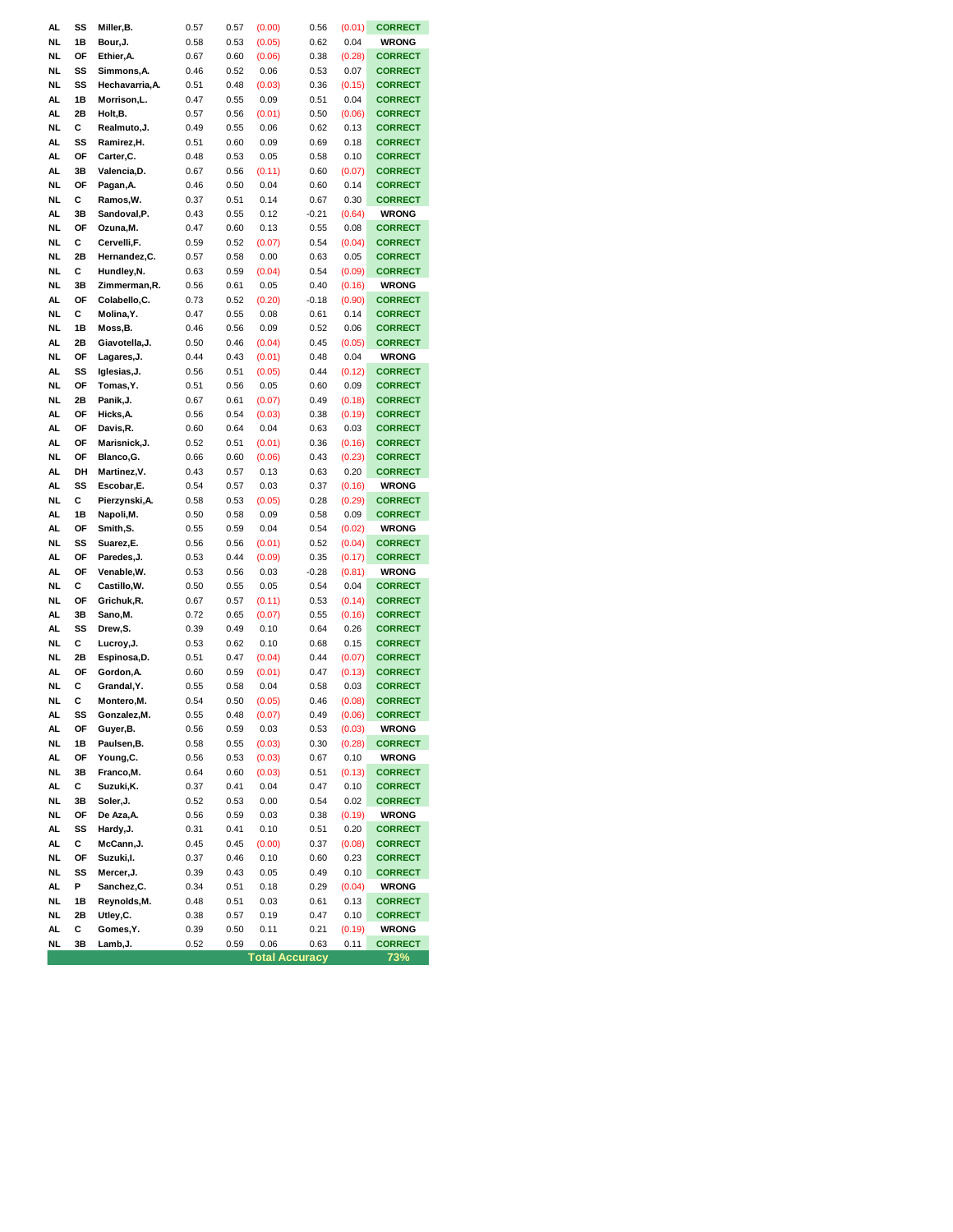| | | | | | | | | |
|---|---|---|---|---|---|---|---|---|
| AL | SS | Miller,B. | 0.57 | 0.57 | (0.00) | 0.56 | (0.01) | CORRECT |
| NL | 1B | Bour,J. | 0.58 | 0.53 | (0.05) | 0.62 | 0.04 | WRONG |
| NL | OF | Ethier,A. | 0.67 | 0.60 | (0.06) | 0.38 | (0.28) | CORRECT |
| NL | SS | Simmons,A. | 0.46 | 0.52 | 0.06 | 0.53 | 0.07 | CORRECT |
| NL | SS | Hechavarria,A. | 0.51 | 0.48 | (0.03) | 0.36 | (0.15) | CORRECT |
| AL | 1B | Morrison,L. | 0.47 | 0.55 | 0.09 | 0.51 | 0.04 | CORRECT |
| AL | 2B | Holt,B. | 0.57 | 0.56 | (0.01) | 0.50 | (0.06) | CORRECT |
| NL | C | Realmuto,J. | 0.49 | 0.55 | 0.06 | 0.62 | 0.13 | CORRECT |
| AL | SS | Ramirez,H. | 0.51 | 0.60 | 0.09 | 0.69 | 0.18 | CORRECT |
| AL | OF | Carter,C. | 0.48 | 0.53 | 0.05 | 0.58 | 0.10 | CORRECT |
| AL | 3B | Valencia,D. | 0.67 | 0.56 | (0.11) | 0.60 | (0.07) | CORRECT |
| NL | OF | Pagan,A. | 0.46 | 0.50 | 0.04 | 0.60 | 0.14 | CORRECT |
| NL | C | Ramos,W. | 0.37 | 0.51 | 0.14 | 0.67 | 0.30 | CORRECT |
| AL | 3B | Sandoval,P. | 0.43 | 0.55 | 0.12 | -0.21 | (0.64) | WRONG |
| NL | OF | Ozuna,M. | 0.47 | 0.60 | 0.13 | 0.55 | 0.08 | CORRECT |
| NL | C | Cervelli,F. | 0.59 | 0.52 | (0.07) | 0.54 | (0.04) | CORRECT |
| NL | 2B | Hernandez,C. | 0.57 | 0.58 | 0.00 | 0.63 | 0.05 | CORRECT |
| NL | C | Hundley,N. | 0.63 | 0.59 | (0.04) | 0.54 | (0.09) | CORRECT |
| NL | 3B | Zimmerman,R. | 0.56 | 0.61 | 0.05 | 0.40 | (0.16) | WRONG |
| AL | OF | Colabello,C. | 0.73 | 0.52 | (0.20) | -0.18 | (0.90) | CORRECT |
| NL | C | Molina,Y. | 0.47 | 0.55 | 0.08 | 0.61 | 0.14 | CORRECT |
| NL | 1B | Moss,B. | 0.46 | 0.56 | 0.09 | 0.52 | 0.06 | CORRECT |
| AL | 2B | Giavotella,J. | 0.50 | 0.46 | (0.04) | 0.45 | (0.05) | CORRECT |
| NL | OF | Lagares,J. | 0.44 | 0.43 | (0.01) | 0.48 | 0.04 | WRONG |
| AL | SS | Iglesias,J. | 0.56 | 0.51 | (0.05) | 0.44 | (0.12) | CORRECT |
| NL | OF | Tomas,Y. | 0.51 | 0.56 | 0.05 | 0.60 | 0.09 | CORRECT |
| NL | 2B | Panik,J. | 0.67 | 0.61 | (0.07) | 0.49 | (0.18) | CORRECT |
| AL | OF | Hicks,A. | 0.56 | 0.54 | (0.03) | 0.38 | (0.19) | CORRECT |
| AL | OF | Davis,R. | 0.60 | 0.64 | 0.04 | 0.63 | 0.03 | CORRECT |
| AL | OF | Marisnick,J. | 0.52 | 0.51 | (0.01) | 0.36 | (0.16) | CORRECT |
| NL | OF | Blanco,G. | 0.66 | 0.60 | (0.06) | 0.43 | (0.23) | CORRECT |
| AL | DH | Martinez,V. | 0.43 | 0.57 | 0.13 | 0.63 | 0.20 | CORRECT |
| AL | SS | Escobar,E. | 0.54 | 0.57 | 0.03 | 0.37 | (0.16) | WRONG |
| NL | C | Pierzynski,A. | 0.58 | 0.53 | (0.05) | 0.28 | (0.29) | CORRECT |
| AL | 1B | Napoli,M. | 0.50 | 0.58 | 0.09 | 0.58 | 0.09 | CORRECT |
| AL | OF | Smith,S. | 0.55 | 0.59 | 0.04 | 0.54 | (0.02) | WRONG |
| NL | SS | Suarez,E. | 0.56 | 0.56 | (0.01) | 0.52 | (0.04) | CORRECT |
| AL | OF | Paredes,J. | 0.53 | 0.44 | (0.09) | 0.35 | (0.17) | CORRECT |
| AL | OF | Venable,W. | 0.53 | 0.56 | 0.03 | -0.28 | (0.81) | WRONG |
| NL | C | Castillo,W. | 0.50 | 0.55 | 0.05 | 0.54 | 0.04 | CORRECT |
| NL | OF | Grichuk,R. | 0.67 | 0.57 | (0.11) | 0.53 | (0.14) | CORRECT |
| AL | 3B | Sano,M. | 0.72 | 0.65 | (0.07) | 0.55 | (0.16) | CORRECT |
| AL | SS | Drew,S. | 0.39 | 0.49 | 0.10 | 0.64 | 0.26 | CORRECT |
| NL | C | Lucroy,J. | 0.53 | 0.62 | 0.10 | 0.68 | 0.15 | CORRECT |
| NL | 2B | Espinosa,D. | 0.51 | 0.47 | (0.04) | 0.44 | (0.07) | CORRECT |
| AL | OF | Gordon,A. | 0.60 | 0.59 | (0.01) | 0.47 | (0.13) | CORRECT |
| NL | C | Grandal,Y. | 0.55 | 0.58 | 0.04 | 0.58 | 0.03 | CORRECT |
| NL | C | Montero,M. | 0.54 | 0.50 | (0.05) | 0.46 | (0.08) | CORRECT |
| AL | SS | Gonzalez,M. | 0.55 | 0.48 | (0.07) | 0.49 | (0.06) | CORRECT |
| AL | OF | Guyer,B. | 0.56 | 0.59 | 0.03 | 0.53 | (0.03) | WRONG |
| NL | 1B | Paulsen,B. | 0.58 | 0.55 | (0.03) | 0.30 | (0.28) | CORRECT |
| AL | OF | Young,C. | 0.56 | 0.53 | (0.03) | 0.67 | 0.10 | WRONG |
| NL | 3B | Franco,M. | 0.64 | 0.60 | (0.03) | 0.51 | (0.13) | CORRECT |
| AL | C | Suzuki,K. | 0.37 | 0.41 | 0.04 | 0.47 | 0.10 | CORRECT |
| NL | 3B | Soler,J. | 0.52 | 0.53 | 0.00 | 0.54 | 0.02 | CORRECT |
| NL | OF | De Aza,A. | 0.56 | 0.59 | 0.03 | 0.38 | (0.19) | WRONG |
| AL | SS | Hardy,J. | 0.31 | 0.41 | 0.10 | 0.51 | 0.20 | CORRECT |
| AL | C | McCann,J. | 0.45 | 0.45 | (0.00) | 0.37 | (0.08) | CORRECT |
| NL | OF | Suzuki,I. | 0.37 | 0.46 | 0.10 | 0.60 | 0.23 | CORRECT |
| NL | SS | Mercer,J. | 0.39 | 0.43 | 0.05 | 0.49 | 0.10 | CORRECT |
| AL | P | Sanchez,C. | 0.34 | 0.51 | 0.18 | 0.29 | (0.04) | WRONG |
| NL | 1B | Reynolds,M. | 0.48 | 0.51 | 0.03 | 0.61 | 0.13 | CORRECT |
| NL | 2B | Utley,C. | 0.38 | 0.57 | 0.19 | 0.47 | 0.10 | CORRECT |
| AL | C | Gomes,Y. | 0.39 | 0.50 | 0.11 | 0.21 | (0.19) | WRONG |
| NL | 3B | Lamb,J. | 0.52 | 0.59 | 0.06 | 0.63 | 0.11 | CORRECT |
| | | | | | **Total Accuracy** | | | **73%** |